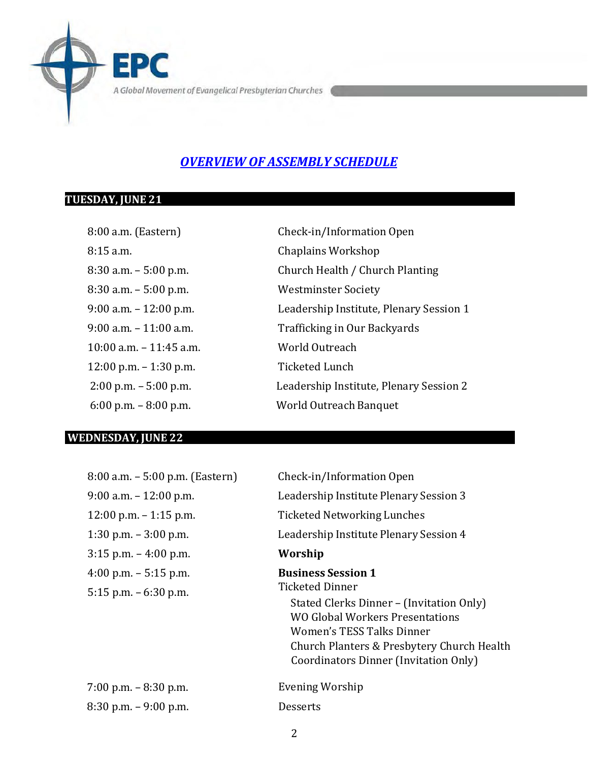EPC

A Global Movement of Evangelical Presbyterian Churches

# *OVERVIEW OF ASSEMBLY SCHEDULE*

## TUESDAY, JUNE 21

| | |
|---|---|
| 8:00 a.m. (Eastern) | Check-in/Information Open |
| 8:15 a.m. | Chaplains Workshop |
| 8:30 a.m. – 5:00 p.m. | Church Health / Church Planting |
| 8:30 a.m. – 5:00 p.m. | Westminster Society |
| 9:00 a.m. – 12:00 p.m. | Leadership Institute, Plenary Session 1 |
| 9:00 a.m. – 11:00 a.m. | Trafficking in Our Backyards |
| 10:00 a.m. – 11:45 a.m. | World Outreach |
| 12:00 p.m. – 1:30 p.m. | Ticketed Lunch |
| 2:00 p.m. – 5:00 p.m. | Leadership Institute, Plenary Session 2 |
| 6:00 p.m. – 8:00 p.m. | World Outreach Banquet |

## WEDNESDAY, JUNE 22

| | |
|---|---|
| 8:00 a.m. – 5:00 p.m. (Eastern) | Check-in/Information Open |
| 9:00 a.m. – 12:00 p.m. | Leadership Institute Plenary Session 3 |
| 12:00 p.m. – 1:15 p.m. | Ticketed Networking Lunches |
| 1:30 p.m. – 3:00 p.m. | Leadership Institute Plenary Session 4 |
| 3:15 p.m. – 4:00 p.m. | **Worship** |
| 4:00 p.m. – 5:15 p.m. | **Business Session 1** |
| 5:15 p.m. – 6:30 p.m. | Ticketed Dinner<br>Stated Clerks Dinner – (Invitation Only)<br>WO Global Workers Presentations<br>Women's TESS Talks Dinner<br>Church Planters & Presbytery Church Health Coordinators Dinner (Invitation Only) |
| 7:00 p.m. – 8:30 p.m. | Evening Worship |
| 8:30 p.m. – 9:00 p.m. | Desserts |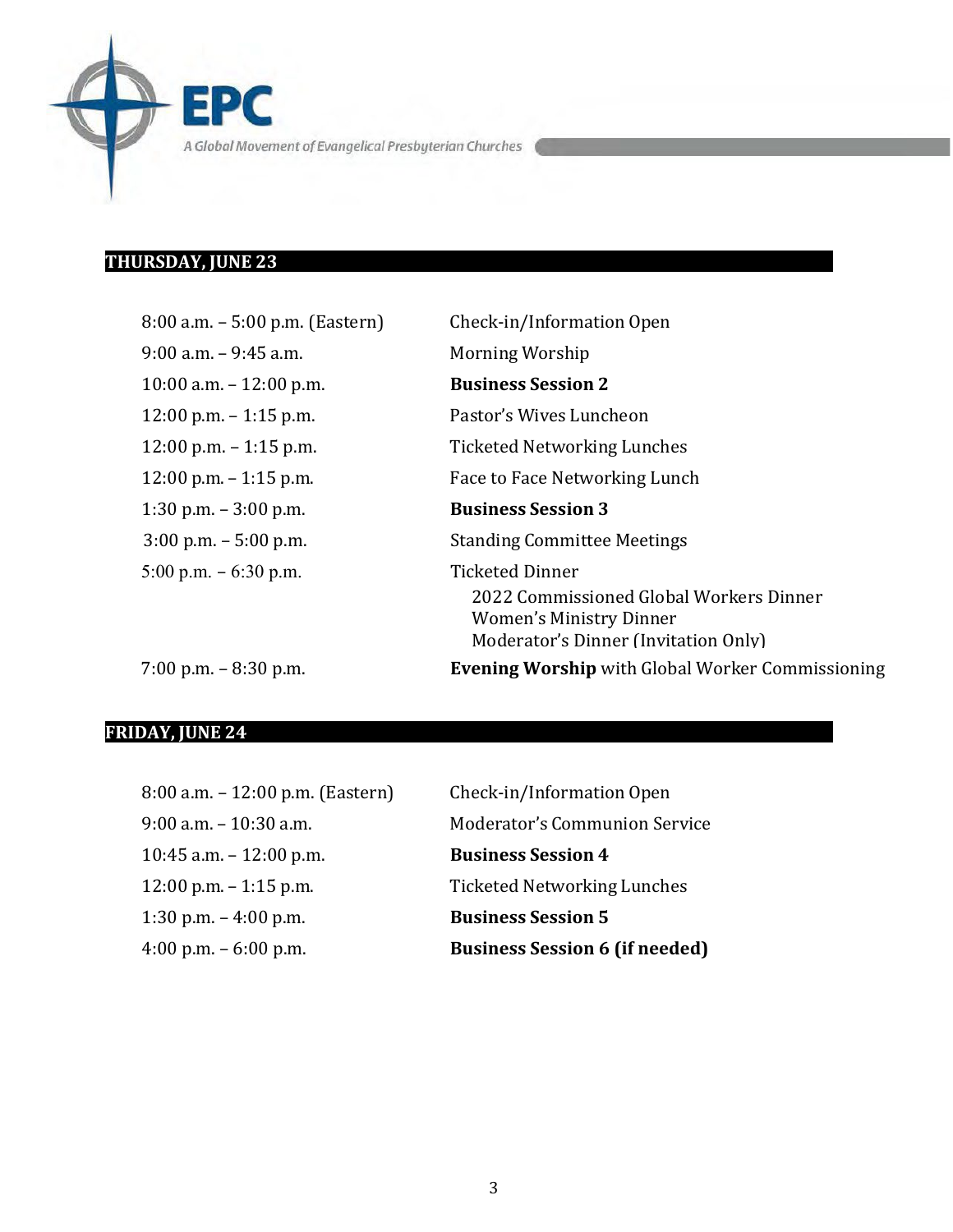EPC

A Global Movement of Evangelical Presbyterian Churches

## THURSDAY, JUNE 23

| | |
|---|---|
| 8:00 a.m. – 5:00 p.m. (Eastern) | Check-in/Information Open |
| 9:00 a.m. – 9:45 a.m. | Morning Worship |
| 10:00 a.m. – 12:00 p.m. | **Business Session 2** |
| 12:00 p.m. – 1:15 p.m. | Pastor's Wives Luncheon |
| 12:00 p.m. – 1:15 p.m. | Ticketed Networking Lunches |
| 12:00 p.m. – 1:15 p.m. | Face to Face Networking Lunch |
| 1:30 p.m. – 3:00 p.m. | **Business Session 3** |
| 3:00 p.m. – 5:00 p.m. | Standing Committee Meetings |
| 5:00 p.m. – 6:30 p.m. | Ticketed Dinner<br>2022 Commissioned Global Workers Dinner<br>Women's Ministry Dinner<br>Moderator's Dinner (Invitation Only) |
| 7:00 p.m. – 8:30 p.m. | **Evening Worship** with Global Worker Commissioning |

## FRIDAY, JUNE 24

| | |
|---|---|
| 8:00 a.m. – 12:00 p.m. (Eastern) | Check-in/Information Open |
| 9:00 a.m. – 10:30 a.m. | Moderator's Communion Service |
| 10:45 a.m. – 12:00 p.m. | **Business Session 4** |
| 12:00 p.m. – 1:15 p.m. | Ticketed Networking Lunches |
| 1:30 p.m. – 4:00 p.m. | **Business Session 5** |
| 4:00 p.m. – 6:00 p.m. | **Business Session 6 (if needed)** |